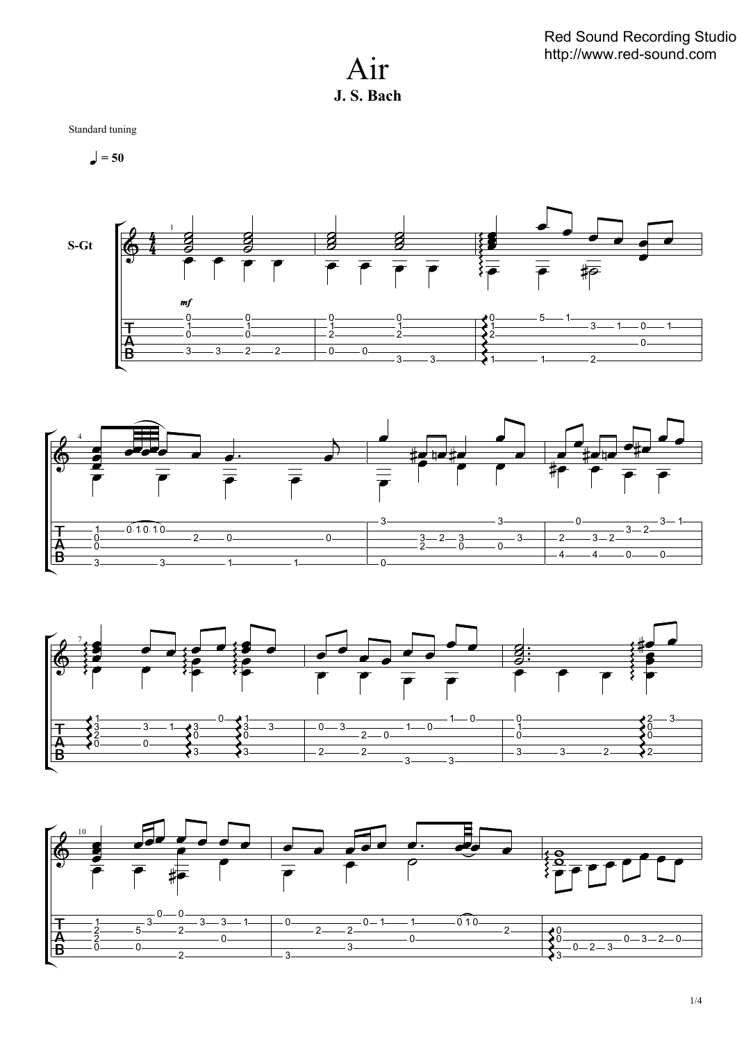# Air

**J. S. Bach**

Standard tuning

♩ = 50

S-Gt

*mf*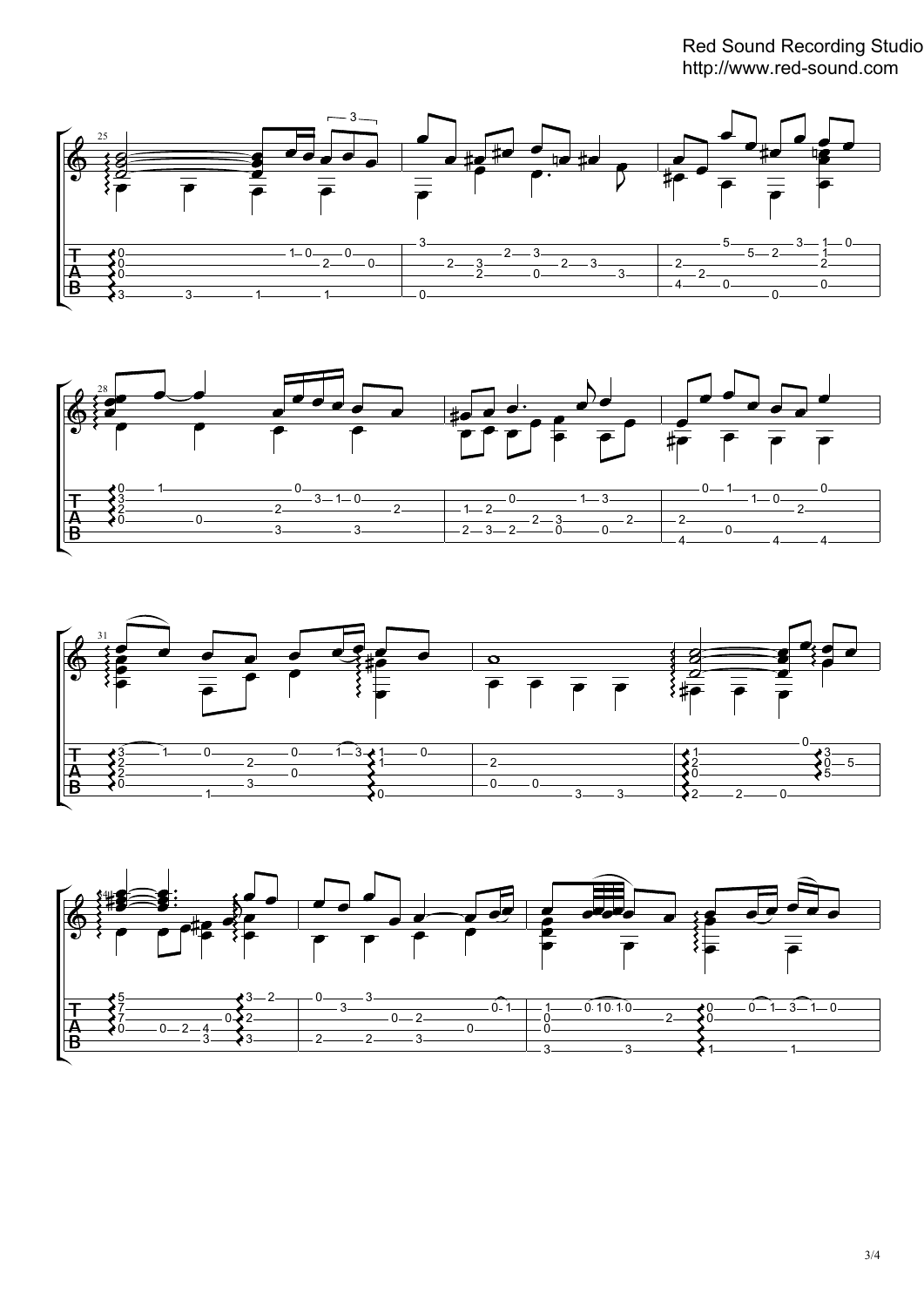Red Sound Recording Studio
http://www.red-sound.com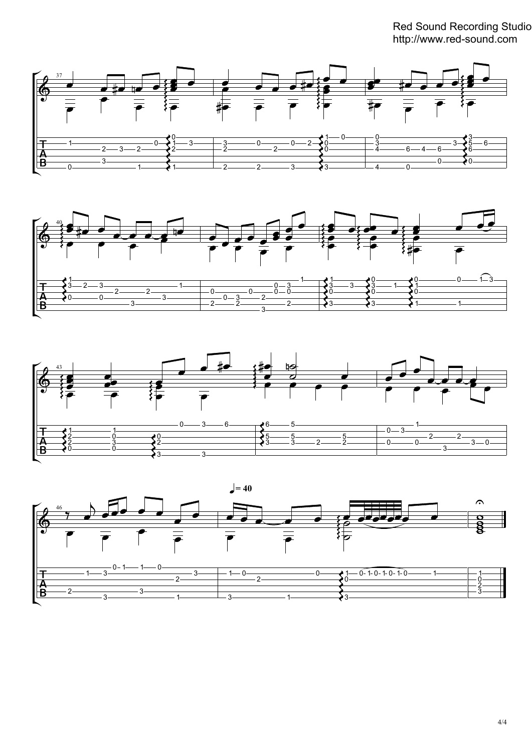Red Sound Recording Studio
http://www.red-sound.com